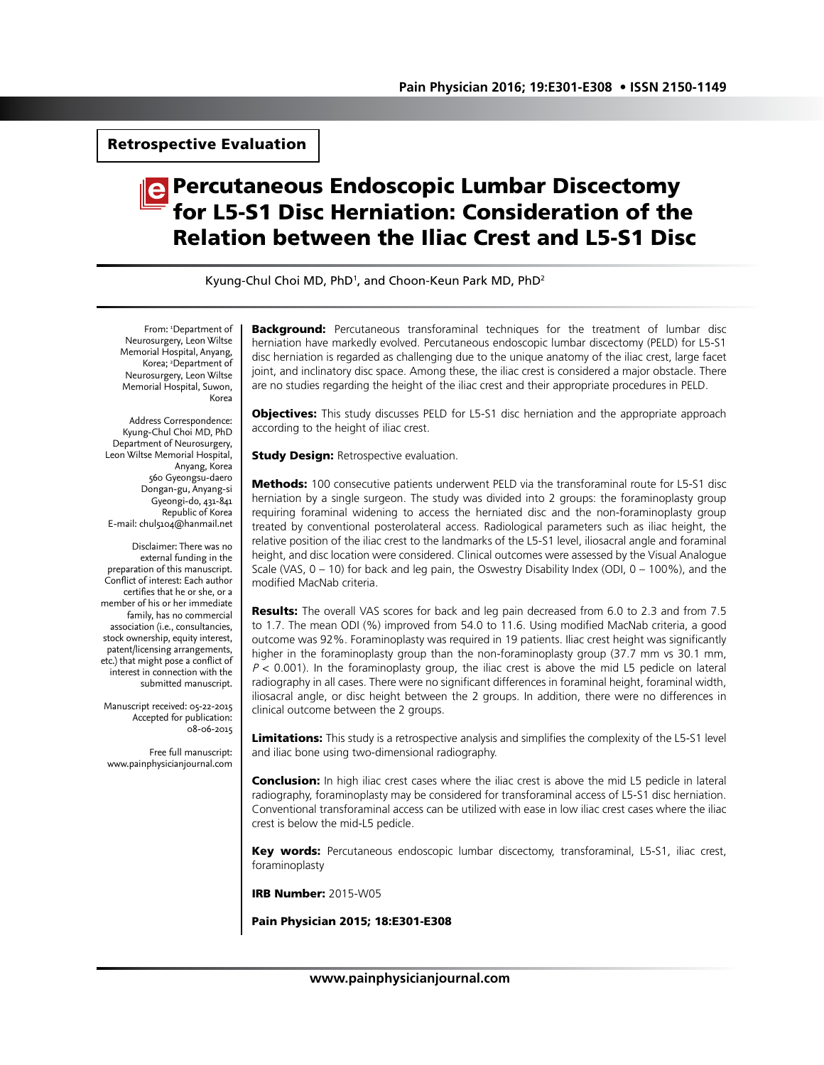Retrospective Evaluation

# Percutaneous Endoscopic Lumbar Discectomy for L5-S1 Disc Herniation: Consideration of the Relation between the Iliac Crest and L5-S1 Disc

Kyung-Chul Choi MD, PhD[1], and Choon-Keun Park MD, PhD[2]

From: [1]Department of Neurosurgery, Leon Wiltse Memorial Hospital, Anyang, Korea; [2]Department of Neurosurgery, Leon Wiltse Memorial Hospital, Suwon, Korea

Address Correspondence:
Kyung-Chul Choi MD, PhD
Department of Neurosurgery, Leon Wiltse Memorial Hospital, Anyang, Korea
560 Gyeongsu-daero
Dongan-gu, Anyang-si
Gyeongi-do, 431-841
Republic of Korea
E-mail: chul5104@hanmail.net

Disclaimer: There was no external funding in the preparation of this manuscript.
Conflict of interest: Each author certifies that he or she, or a member of his or her immediate family, has no commercial association (i.e., consultancies, stock ownership, equity interest, patent/licensing arrangements, etc.) that might pose a conflict of interest in connection with the submitted manuscript.

Manuscript received: 05-22-2015
Accepted for publication: 08-06-2015

Free full manuscript: www.painphysicianjournal.com

**Background:** Percutaneous transforaminal techniques for the treatment of lumbar disc herniation have markedly evolved. Percutaneous endoscopic lumbar discectomy (PELD) for L5-S1 disc herniation is regarded as challenging due to the unique anatomy of the iliac crest, large facet joint, and inclinatory disc space. Among these, the iliac crest is considered a major obstacle. There are no studies regarding the height of the iliac crest and their appropriate procedures in PELD.

**Objectives:** This study discusses PELD for L5-S1 disc herniation and the appropriate approach according to the height of iliac crest.

**Study Design:** Retrospective evaluation.

**Methods:** 100 consecutive patients underwent PELD via the transforaminal route for L5-S1 disc herniation by a single surgeon. The study was divided into 2 groups: the foraminoplasty group requiring foraminal widening to access the herniated disc and the non-foraminoplasty group treated by conventional posterolateral access. Radiological parameters such as iliac height, the relative position of the iliac crest to the landmarks of the L5-S1 level, iliosacral angle and foraminal height, and disc location were considered. Clinical outcomes were assessed by the Visual Analogue Scale (VAS, 0 – 10) for back and leg pain, the Oswestry Disability Index (ODI, 0 – 100%), and the modified MacNab criteria.

**Results:** The overall VAS scores for back and leg pain decreased from 6.0 to 2.3 and from 7.5 to 1.7. The mean ODI (%) improved from 54.0 to 11.6. Using modified MacNab criteria, a good outcome was 92%. Foraminoplasty was required in 19 patients. Iliac crest height was significantly higher in the foraminoplasty group than the non-foraminoplasty group (37.7 mm vs 30.1 mm, $P < 0.001$). In the foraminoplasty group, the iliac crest is above the mid L5 pedicle on lateral radiography in all cases. There were no significant differences in foraminal height, foraminal width, iliosacral angle, or disc height between the 2 groups. In addition, there were no differences in clinical outcome between the 2 groups.

**Limitations:** This study is a retrospective analysis and simplifies the complexity of the L5-S1 level and iliac bone using two-dimensional radiography.

**Conclusion:** In high iliac crest cases where the iliac crest is above the mid L5 pedicle in lateral radiography, foraminoplasty may be considered for transforaminal access of L5-S1 disc herniation. Conventional transforaminal access can be utilized with ease in low iliac crest cases where the iliac crest is below the mid-L5 pedicle.

**Key words:** Percutaneous endoscopic lumbar discectomy, transforaminal, L5-S1, iliac crest, foraminoplasty

**IRB Number:** 2015-W05

**Pain Physician 2015; 18:E301-E308**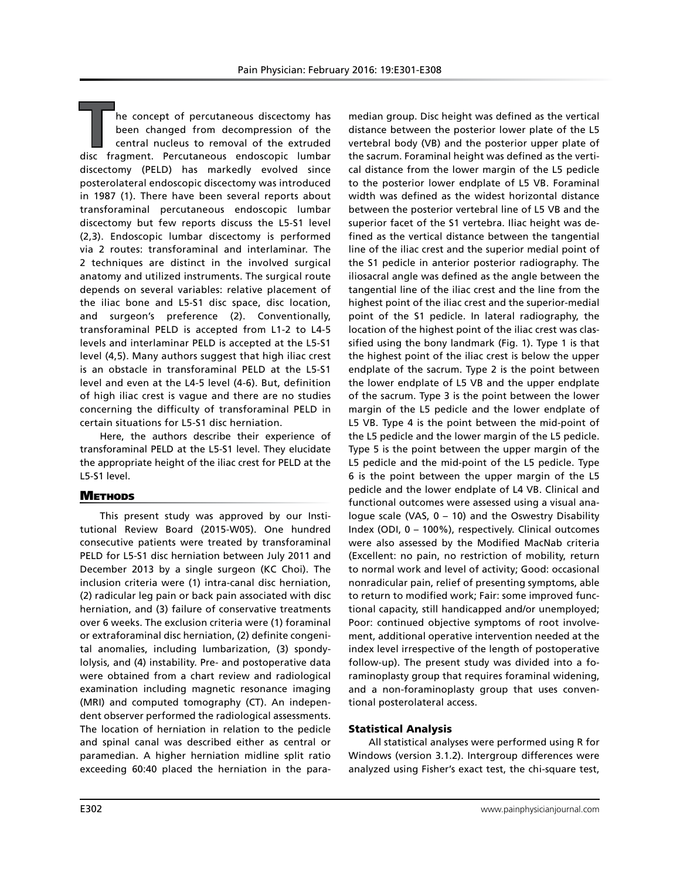The concept of percutaneous discectomy has been changed from decompression of the central nucleus to removal of the extruded disc fragment. Percutaneous endoscopic lumbar discectomy (PELD) has markedly evolved since posterolateral endoscopic discectomy was introduced in 1987 (1). There have been several reports about transforaminal percutaneous endoscopic lumbar discectomy but few reports discuss the L5-S1 level (2,3). Endoscopic lumbar discectomy is performed via 2 routes: transforaminal and interlaminar. The 2 techniques are distinct in the involved surgical anatomy and utilized instruments. The surgical route depends on several variables: relative placement of the iliac bone and L5-S1 disc space, disc location, and surgeon's preference (2). Conventionally, transforaminal PELD is accepted from L1-2 to L4-5 levels and interlaminar PELD is accepted at the L5-S1 level (4,5). Many authors suggest that high iliac crest is an obstacle in transforaminal PELD at the L5-S1 level and even at the L4-5 level (4-6). But, definition of high iliac crest is vague and there are no studies concerning the difficulty of transforaminal PELD in certain situations for L5-S1 disc herniation.

Here, the authors describe their experience of transforaminal PELD at the L5-S1 level. They elucidate the appropriate height of the iliac crest for PELD at the L5-S1 level.

## Methods

This present study was approved by our Institutional Review Board (2015-W05). One hundred consecutive patients were treated by transforaminal PELD for L5-S1 disc herniation between July 2011 and December 2013 by a single surgeon (KC Choi). The inclusion criteria were (1) intra-canal disc herniation, (2) radicular leg pain or back pain associated with disc herniation, and (3) failure of conservative treatments over 6 weeks. The exclusion criteria were (1) foraminal or extraforaminal disc herniation, (2) definite congenital anomalies, including lumbarization, (3) spondylolysis, and (4) instability. Pre- and postoperative data were obtained from a chart review and radiological examination including magnetic resonance imaging (MRI) and computed tomography (CT). An independent observer performed the radiological assessments. The location of herniation in relation to the pedicle and spinal canal was described either as central or paramedian. A higher herniation midline split ratio exceeding 60:40 placed the herniation in the paramedian group. Disc height was defined as the vertical distance between the posterior lower plate of the L5 vertebral body (VB) and the posterior upper plate of the sacrum. Foraminal height was defined as the vertical distance from the lower margin of the L5 pedicle to the posterior lower endplate of L5 VB. Foraminal width was defined as the widest horizontal distance between the posterior vertebral line of L5 VB and the superior facet of the S1 vertebra. Iliac height was defined as the vertical distance between the tangential line of the iliac crest and the superior medial point of the S1 pedicle in anterior posterior radiography. The iliosacral angle was defined as the angle between the tangential line of the iliac crest and the line from the highest point of the iliac crest and the superior-medial point of the S1 pedicle. In lateral radiography, the location of the highest point of the iliac crest was classified using the bony landmark (Fig. 1). Type 1 is that the highest point of the iliac crest is below the upper endplate of the sacrum. Type 2 is the point between the lower endplate of L5 VB and the upper endplate of the sacrum. Type 3 is the point between the lower margin of the L5 pedicle and the lower endplate of L5 VB. Type 4 is the point between the mid-point of the L5 pedicle and the lower margin of the L5 pedicle. Type 5 is the point between the upper margin of the L5 pedicle and the mid-point of the L5 pedicle. Type 6 is the point between the upper margin of the L5 pedicle and the lower endplate of L4 VB. Clinical and functional outcomes were assessed using a visual analogue scale (VAS, 0 – 10) and the Oswestry Disability Index (ODI, 0 – 100%), respectively. Clinical outcomes were also assessed by the Modified MacNab criteria (Excellent: no pain, no restriction of mobility, return to normal work and level of activity; Good: occasional nonradicular pain, relief of presenting symptoms, able to return to modified work; Fair: some improved functional capacity, still handicapped and/or unemployed; Poor: continued objective symptoms of root involvement, additional operative intervention needed at the index level irrespective of the length of postoperative follow-up). The present study was divided into a foraminoplasty group that requires foraminal widening, and a non-foraminoplasty group that uses conventional posterolateral access.

### Statistical Analysis

All statistical analyses were performed using R for Windows (version 3.1.2). Intergroup differences were analyzed using Fisher's exact test, the chi-square test,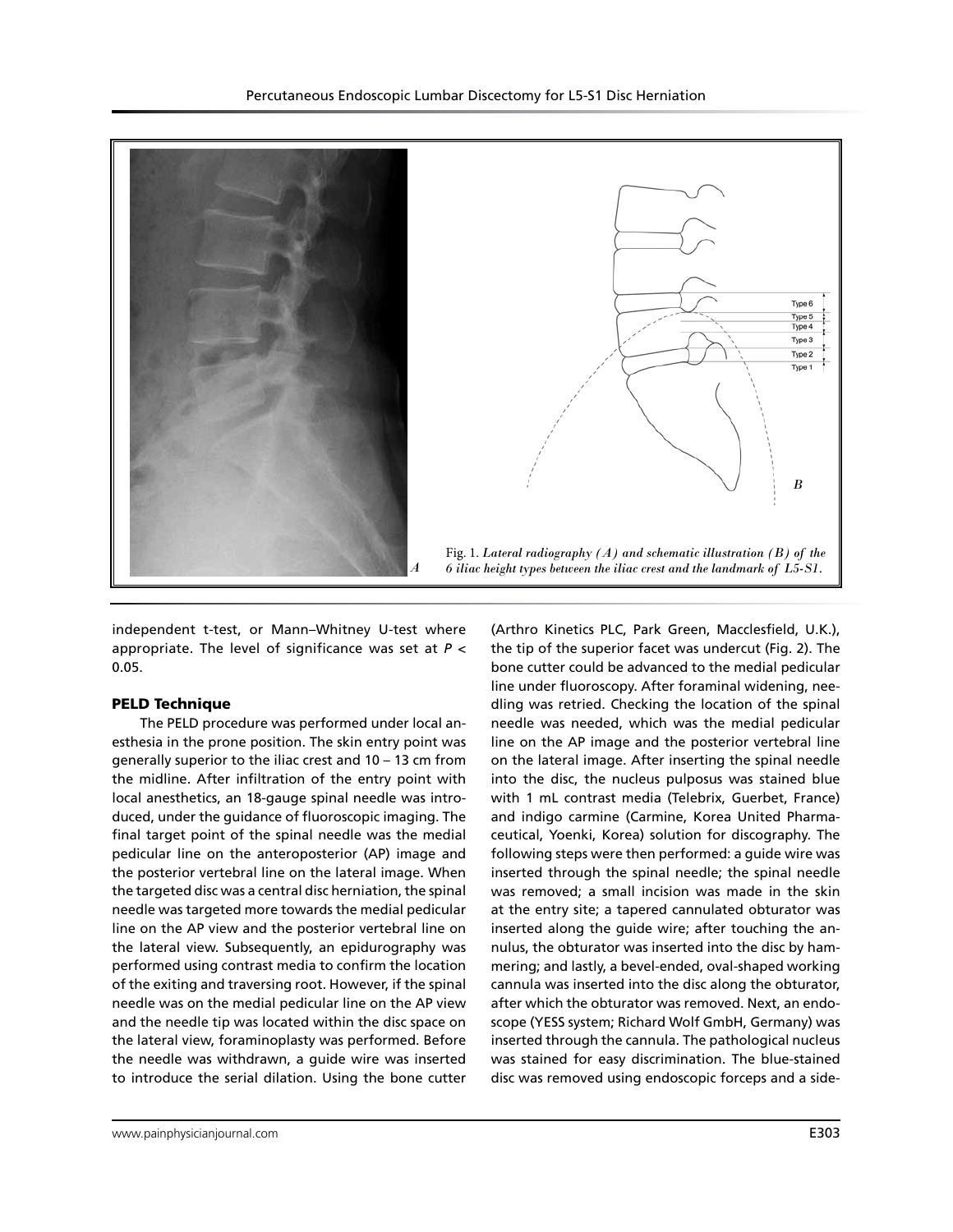Fig. 1. *Lateral radiography (A) and schematic illustration (B) of the 6 iliac height types between the iliac crest and the landmark of L5-S1.*

independent t-test, or Mann–Whitney U-test where appropriate. The level of significance was set at $P < 0.05$.

### PELD Technique

The PELD procedure was performed under local anesthesia in the prone position. The skin entry point was generally superior to the iliac crest and 10 – 13 cm from the midline. After infiltration of the entry point with local anesthetics, an 18-gauge spinal needle was introduced, under the guidance of fluoroscopic imaging. The final target point of the spinal needle was the medial pedicular line on the anteroposterior (AP) image and the posterior vertebral line on the lateral image. When the targeted disc was a central disc herniation, the spinal needle was targeted more towards the medial pedicular line on the AP view and the posterior vertebral line on the lateral view. Subsequently, an epidurography was performed using contrast media to confirm the location of the exiting and traversing root. However, if the spinal needle was on the medial pedicular line on the AP view and the needle tip was located within the disc space on the lateral view, foraminoplasty was performed. Before the needle was withdrawn, a guide wire was inserted to introduce the serial dilation. Using the bone cutter (Arthro Kinetics PLC, Park Green, Macclesfield, U.K.), the tip of the superior facet was undercut (Fig. 2). The bone cutter could be advanced to the medial pedicular line under fluoroscopy. After foraminal widening, needling was retried. Checking the location of the spinal needle was needed, which was the medial pedicular line on the AP image and the posterior vertebral line on the lateral image. After inserting the spinal needle into the disc, the nucleus pulposus was stained blue with 1 mL contrast media (Telebrix, Guerbet, France) and indigo carmine (Carmine, Korea United Pharmaceutical, Yoenki, Korea) solution for discography. The following steps were then performed: a guide wire was inserted through the spinal needle; the spinal needle was removed; a small incision was made in the skin at the entry site; a tapered cannulated obturator was inserted along the guide wire; after touching the annulus, the obturator was inserted into the disc by hammering; and lastly, a bevel-ended, oval-shaped working cannula was inserted into the disc along the obturator, after which the obturator was removed. Next, an endoscope (YESS system; Richard Wolf GmbH, Germany) was inserted through the cannula. The pathological nucleus was stained for easy discrimination. The blue-stained disc was removed using endoscopic forceps and a side-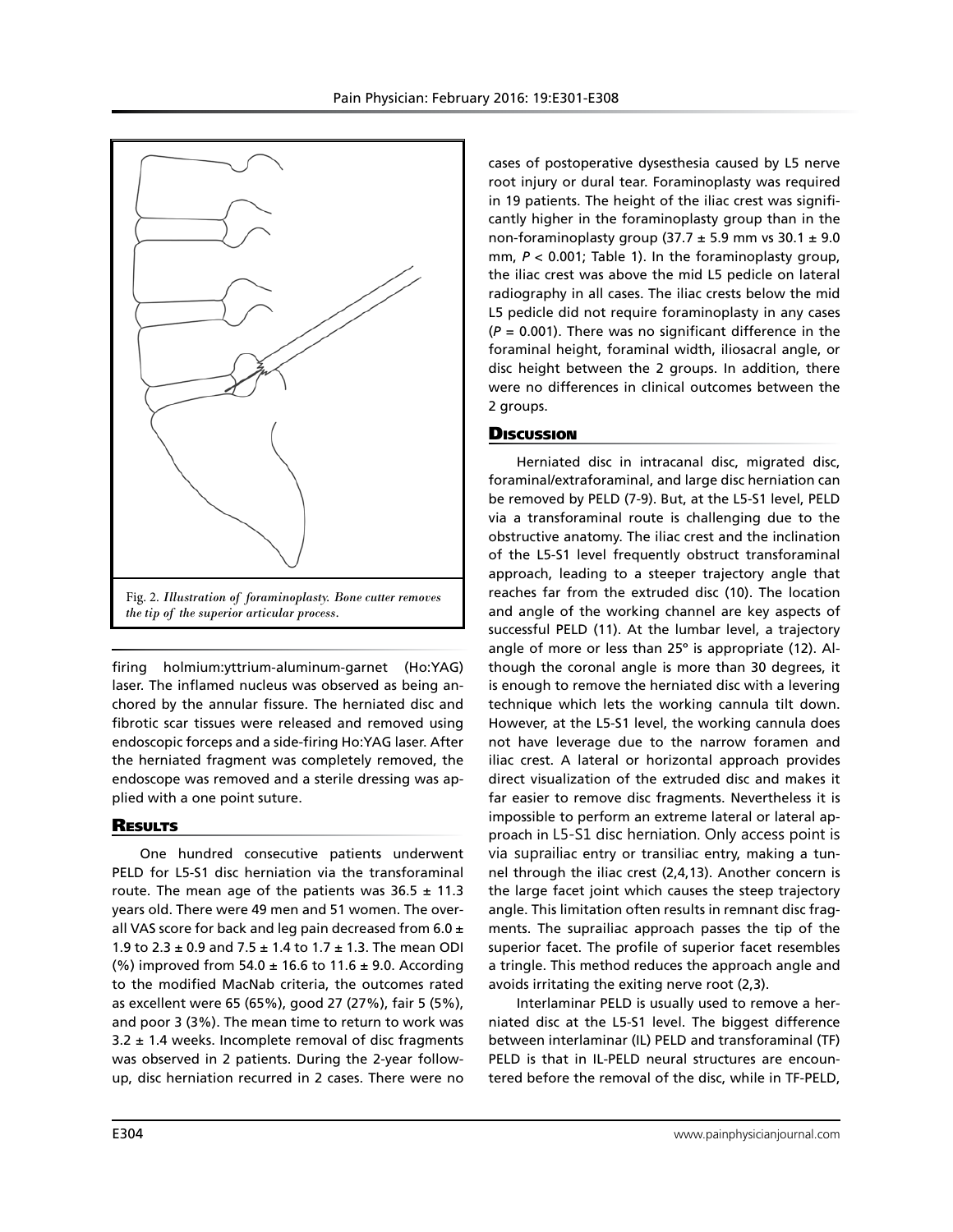Fig. 2. *Illustration of foraminoplasty. Bone cutter removes the tip of the superior articular process.*

firing holmium:yttrium-aluminum-garnet (Ho:YAG) laser. The inflamed nucleus was observed as being anchored by the annular fissure. The herniated disc and fibrotic scar tissues were released and removed using endoscopic forceps and a side-firing Ho:YAG laser. After the herniated fragment was completely removed, the endoscope was removed and a sterile dressing was applied with a one point suture.

## Results

One hundred consecutive patients underwent PELD for L5-S1 disc herniation via the transforaminal route. The mean age of the patients was 36.5 ± 11.3 years old. There were 49 men and 51 women. The overall VAS score for back and leg pain decreased from 6.0 ± 1.9 to 2.3 ± 0.9 and 7.5 ± 1.4 to 1.7 ± 1.3. The mean ODI (%) improved from 54.0 ± 16.6 to 11.6 ± 9.0. According to the modified MacNab criteria, the outcomes rated as excellent were 65 (65%), good 27 (27%), fair 5 (5%), and poor 3 (3%). The mean time to return to work was 3.2 ± 1.4 weeks. Incomplete removal of disc fragments was observed in 2 patients. During the 2-year follow-up, disc herniation recurred in 2 cases. There were no cases of postoperative dysesthesia caused by L5 nerve root injury or dural tear. Foraminoplasty was required in 19 patients. The height of the iliac crest was significantly higher in the foraminoplasty group than in the non-foraminoplasty group (37.7 ± 5.9 mm vs 30.1 ± 9.0 mm, $P < 0.001$; Table 1). In the foraminoplasty group, the iliac crest was above the mid L5 pedicle on lateral radiography in all cases. The iliac crests below the mid L5 pedicle did not require foraminoplasty in any cases ($P = 0.001$). There was no significant difference in the foraminal height, foraminal width, iliosacral angle, or disc height between the 2 groups. In addition, there were no differences in clinical outcomes between the 2 groups.

## Discussion

Herniated disc in intracanal disc, migrated disc, foraminal/extraforaminal, and large disc herniation can be removed by PELD (7-9). But, at the L5-S1 level, PELD via a transforaminal route is challenging due to the obstructive anatomy. The iliac crest and the inclination of the L5-S1 level frequently obstruct transforaminal approach, leading to a steeper trajectory angle that reaches far from the extruded disc (10). The location and angle of the working channel are key aspects of successful PELD (11). At the lumbar level, a trajectory angle of more or less than 25° is appropriate (12). Although the coronal angle is more than 30 degrees, it is enough to remove the herniated disc with a levering technique which lets the working cannula tilt down. However, at the L5-S1 level, the working cannula does not have leverage due to the narrow foramen and iliac crest. A lateral or horizontal approach provides direct visualization of the extruded disc and makes it far easier to remove disc fragments. Nevertheless it is impossible to perform an extreme lateral or lateral approach in L5-S1 disc herniation. Only access point is via suprailiac entry or transiliac entry, making a tunnel through the iliac crest (2,4,13). Another concern is the large facet joint which causes the steep trajectory angle. This limitation often results in remnant disc fragments. The suprailiac approach passes the tip of the superior facet. The profile of superior facet resembles a tringle. This method reduces the approach angle and avoids irritating the exiting nerve root (2,3).

Interlaminar PELD is usually used to remove a herniated disc at the L5-S1 level. The biggest difference between interlaminar (IL) PELD and transforaminal (TF) PELD is that in IL-PELD neural structures are encountered before the removal of the disc, while in TF-PELD,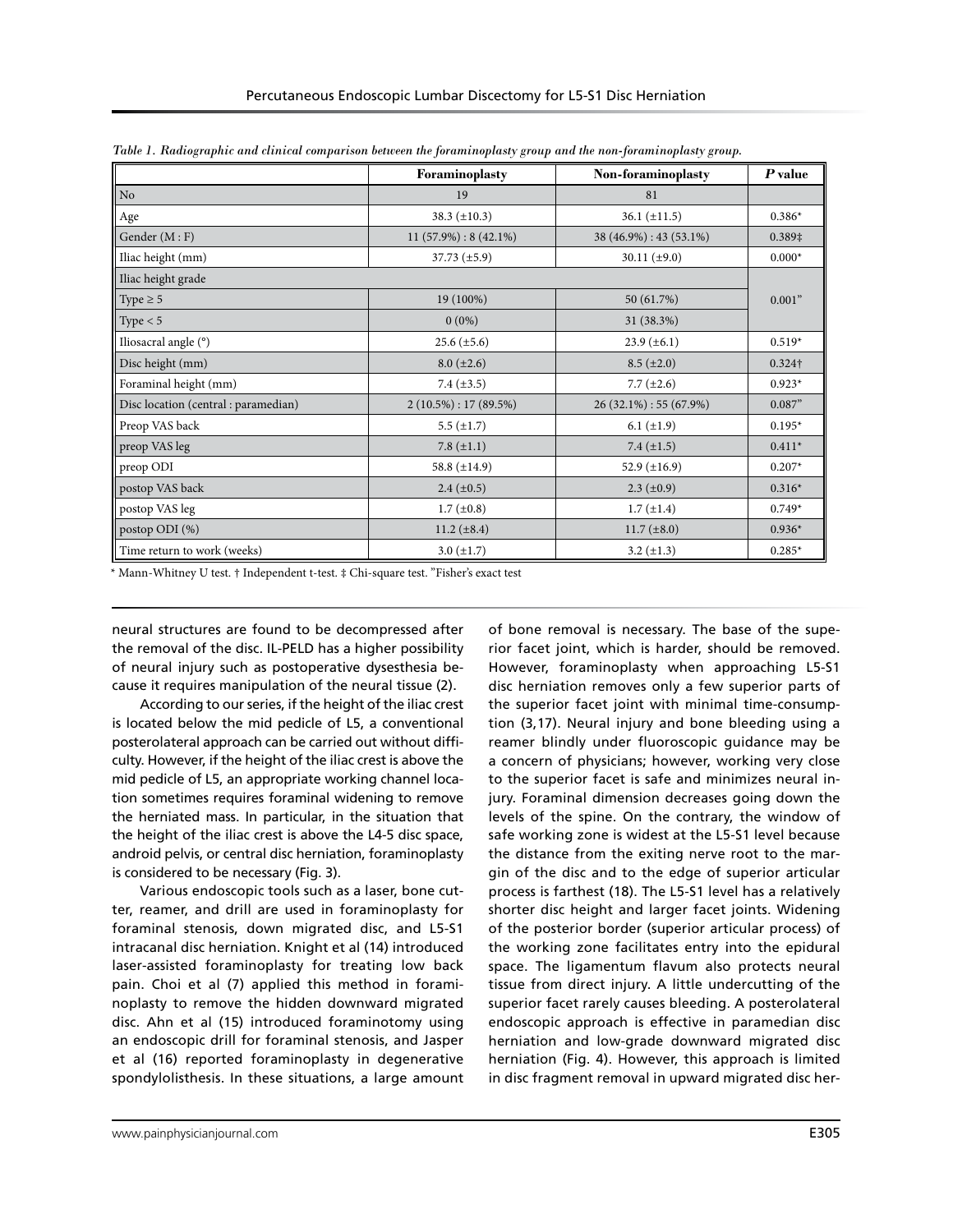*Table 1. Radiographic and clinical comparison between the foraminoplasty group and the non-foraminoplasty group.*

| | Foraminoplasty | Non-foraminoplasty | *P* value |
|---|---|---|---|
| No | 19 | 81 | |
| Age | 38.3 (±10.3) | 36.1 (±11.5) | 0.386* |
| Gender (M : F) | 11 (57.9%) : 8 (42.1%) | 38 (46.9%) : 43 (53.1%) | 0.389‡ |
| Iliac height (mm) | 37.73 (±5.9) | 30.11 (±9.0) | 0.000* |
| Iliac height grade | | | |
| Type ≥ 5 | 19 (100%) | 50 (61.7%) | 0.001" |
| Type < 5 | 0 (0%) | 31 (38.3%) | |
| Iliosacral angle (°) | 25.6 (±5.6) | 23.9 (±6.1) | 0.519* |
| Disc height (mm) | 8.0 (±2.6) | 8.5 (±2.0) | 0.324† |
| Foraminal height (mm) | 7.4 (±3.5) | 7.7 (±2.6) | 0.923* |
| Disc location (central : paramedian) | 2 (10.5%) : 17 (89.5%) | 26 (32.1%) : 55 (67.9%) | 0.087" |
| Preop VAS back | 5.5 (±1.7) | 6.1 (±1.9) | 0.195* |
| preop VAS leg | 7.8 (±1.1) | 7.4 (±1.5) | 0.411* |
| preop ODI | 58.8 (±14.9) | 52.9 (±16.9) | 0.207* |
| postop VAS back | 2.4 (±0.5) | 2.3 (±0.9) | 0.316* |
| postop VAS leg | 1.7 (±0.8) | 1.7 (±1.4) | 0.749* |
| postop ODI (%) | 11.2 (±8.4) | 11.7 (±8.0) | 0.936* |
| Time return to work (weeks) | 3.0 (±1.7) | 3.2 (±1.3) | 0.285* |

* Mann-Whitney U test. † Independent t-test. ‡ Chi-square test. "Fisher's exact test

neural structures are found to be decompressed after the removal of the disc. IL-PELD has a higher possibility of neural injury such as postoperative dysesthesia because it requires manipulation of the neural tissue (2).

According to our series, if the height of the iliac crest is located below the mid pedicle of L5, a conventional posterolateral approach can be carried out without difficulty. However, if the height of the iliac crest is above the mid pedicle of L5, an appropriate working channel location sometimes requires foraminal widening to remove the herniated mass. In particular, in the situation that the height of the iliac crest is above the L4-5 disc space, android pelvis, or central disc herniation, foraminoplasty is considered to be necessary (Fig. 3).

Various endoscopic tools such as a laser, bone cutter, reamer, and drill are used in foraminoplasty for foraminal stenosis, down migrated disc, and L5-S1 intracanal disc herniation. Knight et al (14) introduced laser-assisted foraminoplasty for treating low back pain. Choi et al (7) applied this method in foraminoplasty to remove the hidden downward migrated disc. Ahn et al (15) introduced foraminotomy using an endoscopic drill for foraminal stenosis, and Jasper et al (16) reported foraminoplasty in degenerative spondylolisthesis. In these situations, a large amount of bone removal is necessary. The base of the superior facet joint, which is harder, should be removed. However, foraminoplasty when approaching L5-S1 disc herniation removes only a few superior parts of the superior facet joint with minimal time-consumption (3,17). Neural injury and bone bleeding using a reamer blindly under fluoroscopic guidance may be a concern of physicians; however, working very close to the superior facet is safe and minimizes neural injury. Foraminal dimension decreases going down the levels of the spine. On the contrary, the window of safe working zone is widest at the L5-S1 level because the distance from the exiting nerve root to the margin of the disc and to the edge of superior articular process is farthest (18). The L5-S1 level has a relatively shorter disc height and larger facet joints. Widening of the posterior border (superior articular process) of the working zone facilitates entry into the epidural space. The ligamentum flavum also protects neural tissue from direct injury. A little undercutting of the superior facet rarely causes bleeding. A posterolateral endoscopic approach is effective in paramedian disc herniation and low-grade downward migrated disc herniation (Fig. 4). However, this approach is limited in disc fragment removal in upward migrated disc her-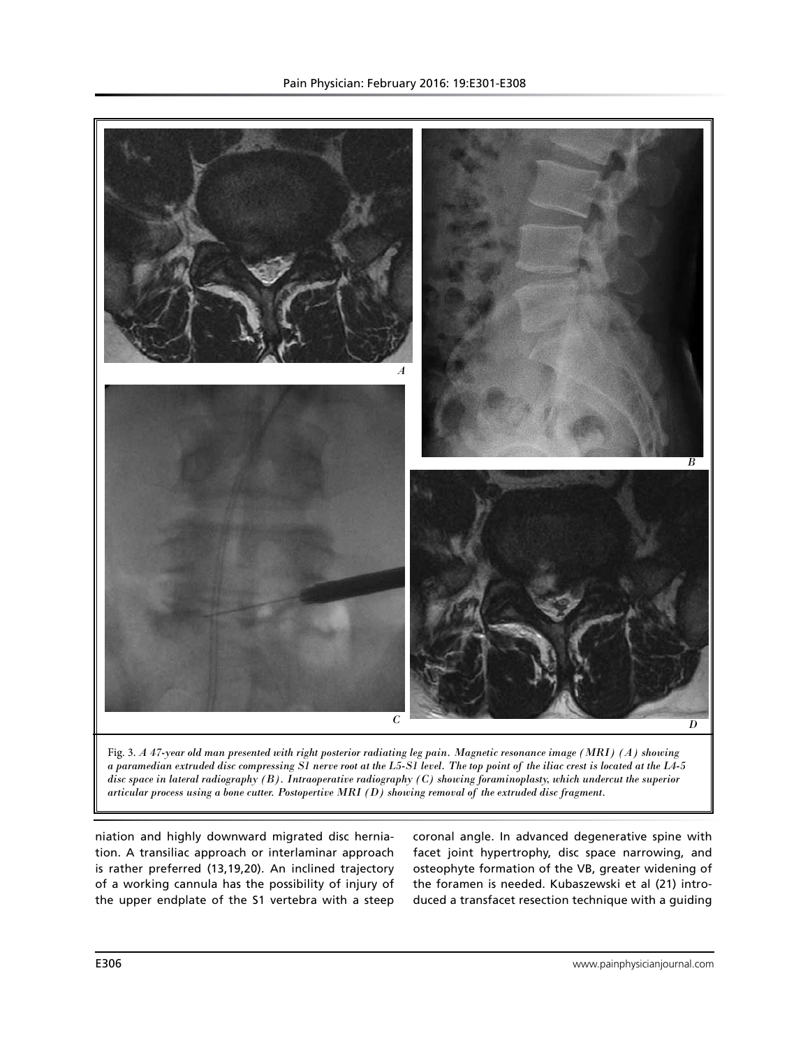Fig. 3. *A 47-year old man presented with right posterior radiating leg pain. Magnetic resonance image (MRI) (A) showing a paramedian extruded disc compressing S1 nerve root at the L5-S1 level. The top point of the iliac crest is located at the L4-5 disc space in lateral radiography (B). Intraoperative radiography (C) showing foraminoplasty, which undercut the superior articular process using a bone cutter. Postopertive MRI (D) showing removal of the extruded disc fragment.*

niation and highly downward migrated disc herniation. A transiliac approach or interlaminar approach is rather preferred (13,19,20). An inclined trajectory of a working cannula has the possibility of injury of the upper endplate of the S1 vertebra with a steep coronal angle. In advanced degenerative spine with facet joint hypertrophy, disc space narrowing, and osteophyte formation of the VB, greater widening of the foramen is needed. Kubaszewski et al (21) introduced a transfacet resection technique with a guiding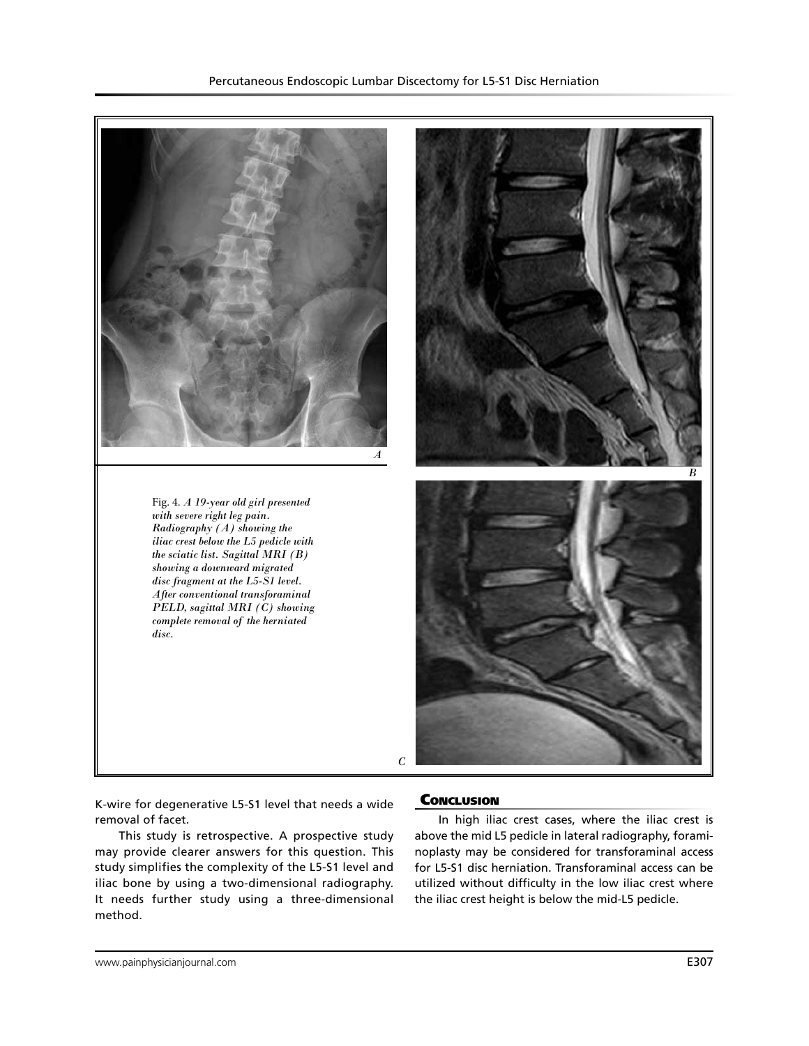Fig. 4. *A 19-year old girl presented with severe right leg pain. Radiography (A) showing the iliac crest below the L5 pedicle with the sciatic list. Sagittal MRI (B) showing a downward migrated disc fragment at the L5-S1 level. After conventional transforaminal PELD, sagittal MRI (C) showing complete removal of the herniated disc.*

K-wire for degenerative L5-S1 level that needs a wide removal of facet.

This study is retrospective. A prospective study may provide clearer answers for this question. This study simplifies the complexity of the L5-S1 level and iliac bone by using a two-dimensional radiography. It needs further study using a three-dimensional method.

## Conclusion

In high iliac crest cases, where the iliac crest is above the mid L5 pedicle in lateral radiography, foraminoplasty may be considered for transforaminal access for L5-S1 disc herniation. Transforaminal access can be utilized without difficulty in the low iliac crest where the iliac crest height is below the mid-L5 pedicle.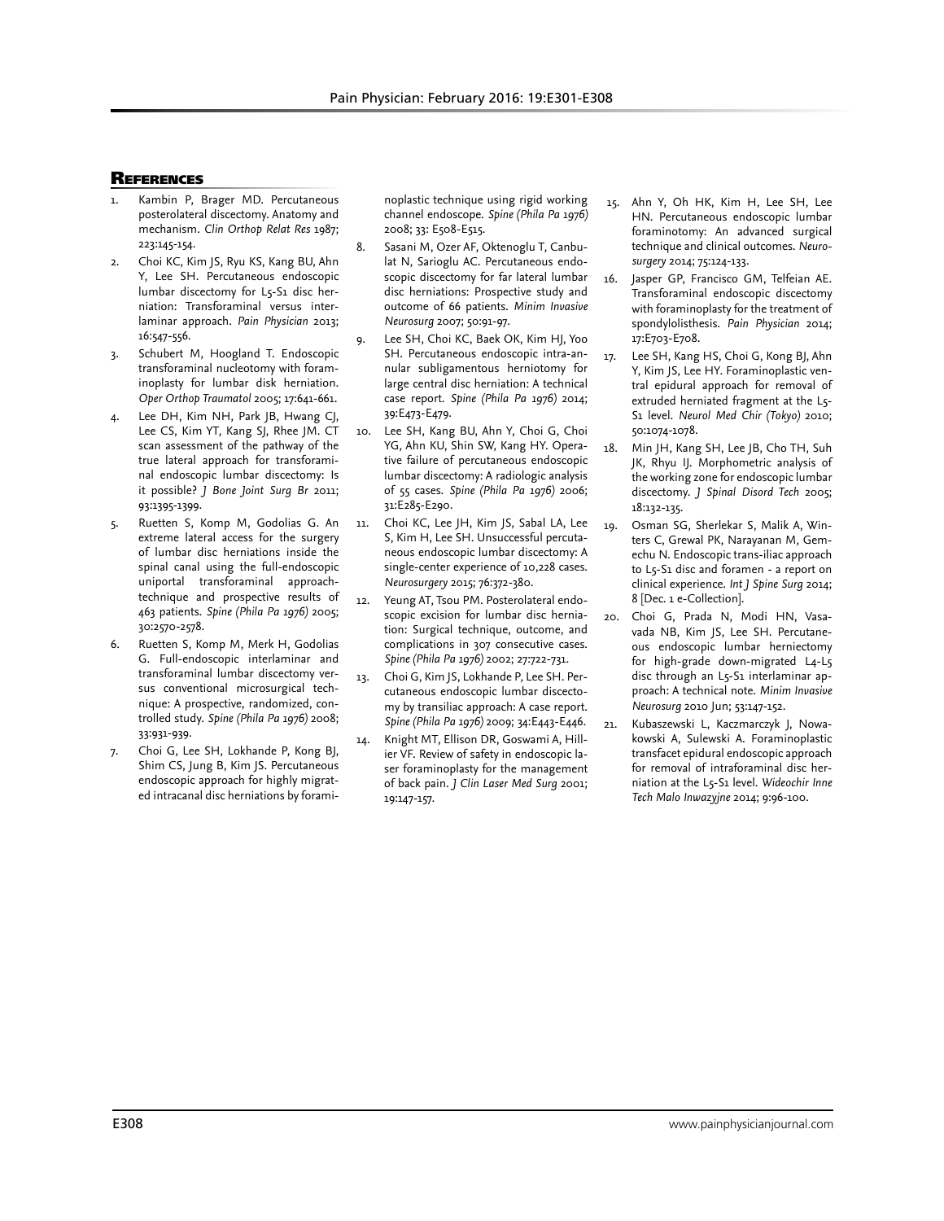## References

1. Kambin P, Brager MD. Percutaneous posterolateral discectomy. Anatomy and mechanism. *Clin Orthop Relat Res* 1987; 223:145-154.
2. Choi KC, Kim JS, Ryu KS, Kang BU, Ahn Y, Lee SH. Percutaneous endoscopic lumbar discectomy for L5-S1 disc herniation: Transforaminal versus interlaminar approach. *Pain Physician* 2013; 16:547-556.
3. Schubert M, Hoogland T. Endoscopic transforaminal nucleotomy with foraminoplasty for lumbar disk herniation. *Oper Orthop Traumatol* 2005; 17:641-661.
4. Lee DH, Kim NH, Park JB, Hwang CJ, Lee CS, Kim YT, Kang SJ, Rhee JM. CT scan assessment of the pathway of the true lateral approach for transforaminal endoscopic lumbar discectomy: Is it possible? *J Bone Joint Surg Br* 2011; 93:1395-1399.
5. Ruetten S, Komp M, Godolias G. An extreme lateral access for the surgery of lumbar disc herniations inside the spinal canal using the full-endoscopic uniportal transforaminal approach-technique and prospective results of 463 patients. *Spine (Phila Pa 1976)* 2005; 30:2570-2578.
6. Ruetten S, Komp M, Merk H, Godolias G. Full-endoscopic interlaminar and transforaminal lumbar discectomy versus conventional microsurgical technique: A prospective, randomized, controlled study. *Spine (Phila Pa 1976)* 2008; 33:931-939.
7. Choi G, Lee SH, Lokhande P, Kong BJ, Shim CS, Jung B, Kim JS. Percutaneous endoscopic approach for highly migrated intracanal disc herniations by foraminoplastic technique using rigid working channel endoscope. *Spine (Phila Pa 1976)* 2008; 33: E508-E515.
8. Sasani M, Ozer AF, Oktenoglu T, Canbulat N, Sarioglu AC. Percutaneous endoscopic discectomy for far lateral lumbar disc herniations: Prospective study and outcome of 66 patients. *Minim Invasive Neurosurg* 2007; 50:91-97.
9. Lee SH, Choi KC, Baek OK, Kim HJ, Yoo SH. Percutaneous endoscopic intra-annular subligamentous herniotomy for large central disc herniation: A technical case report. *Spine (Phila Pa 1976)* 2014; 39:E473-E479.
10. Lee SH, Kang BU, Ahn Y, Choi G, Choi YG, Ahn KU, Shin SW, Kang HY. Operative failure of percutaneous endoscopic lumbar discectomy: A radiologic analysis of 55 cases. *Spine (Phila Pa 1976)* 2006; 31:E285-E290.
11. Choi KC, Lee JH, Kim JS, Sabal LA, Lee S, Kim H, Lee SH. Unsuccessful percutaneous endoscopic lumbar discectomy: A single-center experience of 10,228 cases. *Neurosurgery* 2015; 76:372-380.
12. Yeung AT, Tsou PM. Posterolateral endoscopic excision for lumbar disc herniation: Surgical technique, outcome, and complications in 307 consecutive cases. *Spine (Phila Pa 1976)* 2002; 27:722-731.
13. Choi G, Kim JS, Lokhande P, Lee SH. Percutaneous endoscopic lumbar discectomy by transiliac approach: A case report. *Spine (Phila Pa 1976)* 2009; 34:E443-E446.
14. Knight MT, Ellison DR, Goswami A, Hillier VF. Review of safety in endoscopic laser foraminoplasty for the management of back pain. *J Clin Laser Med Surg* 2001; 19:147-157.
15. Ahn Y, Oh HK, Kim H, Lee SH, Lee HN. Percutaneous endoscopic lumbar foraminotomy: An advanced surgical technique and clinical outcomes. *Neurosurgery* 2014; 75:124-133.
16. Jasper GP, Francisco GM, Telfeian AE. Transforaminal endoscopic discectomy with foraminoplasty for the treatment of spondylolisthesis. *Pain Physician* 2014; 17:E703-E708.
17. Lee SH, Kang HS, Choi G, Kong BJ, Ahn Y, Kim JS, Lee HY. Foraminoplastic ventral epidural approach for removal of extruded herniated fragment at the L5-S1 level. *Neurol Med Chir (Tokyo)* 2010; 50:1074-1078.
18. Min JH, Kang SH, Lee JB, Cho TH, Suh JK, Rhyu IJ. Morphometric analysis of the working zone for endoscopic lumbar discectomy. *J Spinal Disord Tech* 2005; 18:132-135.
19. Osman SG, Sherlekar S, Malik A, Winters C, Grewal PK, Narayanan M, Gemechu N. Endoscopic trans-iliac approach to L5-S1 disc and foramen - a report on clinical experience. *Int J Spine Surg* 2014; 8 [Dec. 1 e-Collection].
20. Choi G, Prada N, Modi HN, Vasavada NB, Kim JS, Lee SH. Percutaneous endoscopic lumbar herniectomy for high-grade down-migrated L4-L5 disc through an L5-S1 interlaminar approach: A technical note. *Minim Invasive Neurosurg* 2010 Jun; 53:147-152.
21. Kubaszewski L, Kaczmarczyk J, Nowakowski A, Sulewski A. Foraminoplastic transfacet epidural endoscopic approach for removal of intraforaminal disc herniation at the L5-S1 level. *Wideochir Inne Tech Malo Inwazyjne* 2014; 9:96-100.